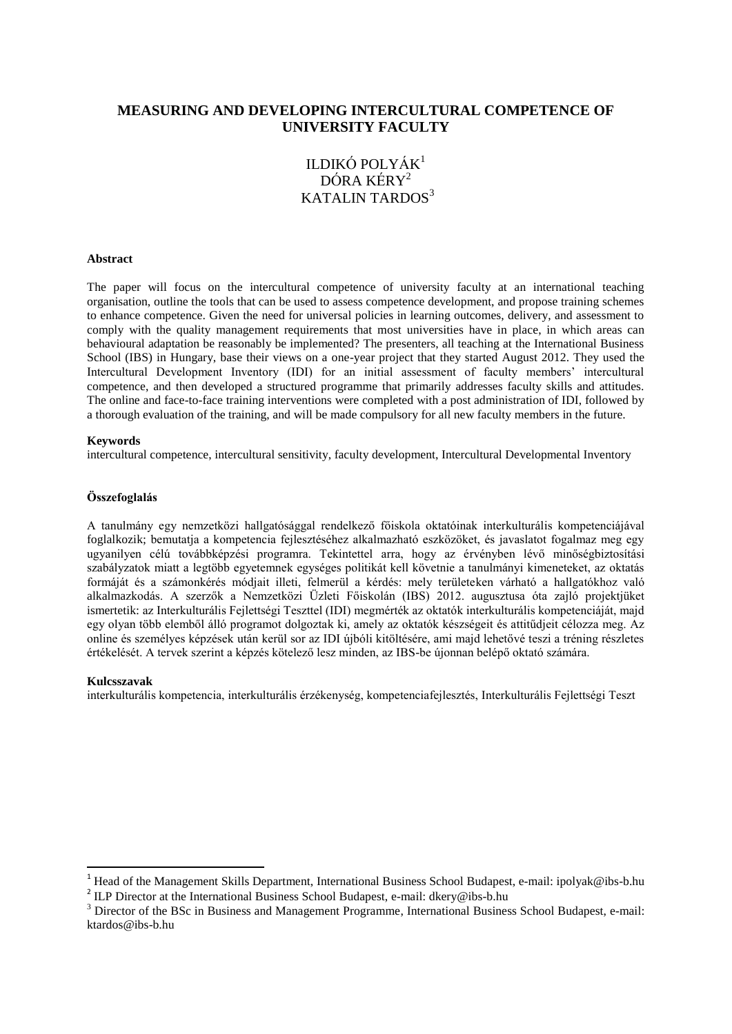# MEASURING AND DEVELOPING INTERCULTURAL COMPETENCE OF UNIVERSITY FACULTY

ILDIKÓ POLYÁK[1]
DÓRA KÉRY[2]
KATALIN TARDOS[3]

**Abstract**

The paper will focus on the intercultural competence of university faculty at an international teaching organisation, outline the tools that can be used to assess competence development, and propose training schemes to enhance competence. Given the need for universal policies in learning outcomes, delivery, and assessment to comply with the quality management requirements that most universities have in place, in which areas can behavioural adaptation be reasonably be implemented? The presenters, all teaching at the International Business School (IBS) in Hungary, base their views on a one-year project that they started August 2012. They used the Intercultural Development Inventory (IDI) for an initial assessment of faculty members' intercultural competence, and then developed a structured programme that primarily addresses faculty skills and attitudes. The online and face-to-face training interventions were completed with a post administration of IDI, followed by a thorough evaluation of the training, and will be made compulsory for all new faculty members in the future.

**Keywords**

intercultural competence, intercultural sensitivity, faculty development, Intercultural Developmental Inventory

**Összefoglalás**

A tanulmány egy nemzetközi hallgatósággal rendelkező főiskola oktatóinak interkulturális kompetenciájával foglalkozik; bemutatja a kompetencia fejlesztéséhez alkalmazható eszközöket, és javaslatot fogalmaz meg egy ugyanilyen célú továbbképzési programra. Tekintettel arra, hogy az érvényben lévő minőségbiztosítási szabályzatok miatt a legtöbb egyetemnek egységes politikát kell követnie a tanulmányi kimeneteket, az oktatás formáját és a számonkérés módjait illeti, felmerül a kérdés: mely területeken várható a hallgatókhoz való alkalmazkodás. A szerzők a Nemzetközi Üzleti Főiskolán (IBS) 2012. augusztusa óta zajló projektjüket ismertetik: az Interkulturális Fejlettségi Teszttel (IDI) megmérték az oktatók interkulturális kompetenciáját, majd egy olyan több elemből álló programot dolgoztak ki, amely az oktatók készségeit és attitűdjeit célozza meg. Az online és személyes képzések után kerül sor az IDI újbóli kitöltésére, ami majd lehetővé teszi a tréning részletes értékelését. A tervek szerint a képzés kötelező lesz minden, az IBS-be újonnan belépő oktató számára.

**Kulcsszavak**

interkulturális kompetencia, interkulturális érzékenység, kompetenciafejlesztés, Interkulturális Fejlettségi Teszt

---

[1] Head of the Management Skills Department, International Business School Budapest, e-mail: ipolyak@ibs-b.hu

[2] ILP Director at the International Business School Budapest, e-mail: dkery@ibs-b.hu

[3] Director of the BSc in Business and Management Programme, International Business School Budapest, e-mail: ktardos@ibs-b.hu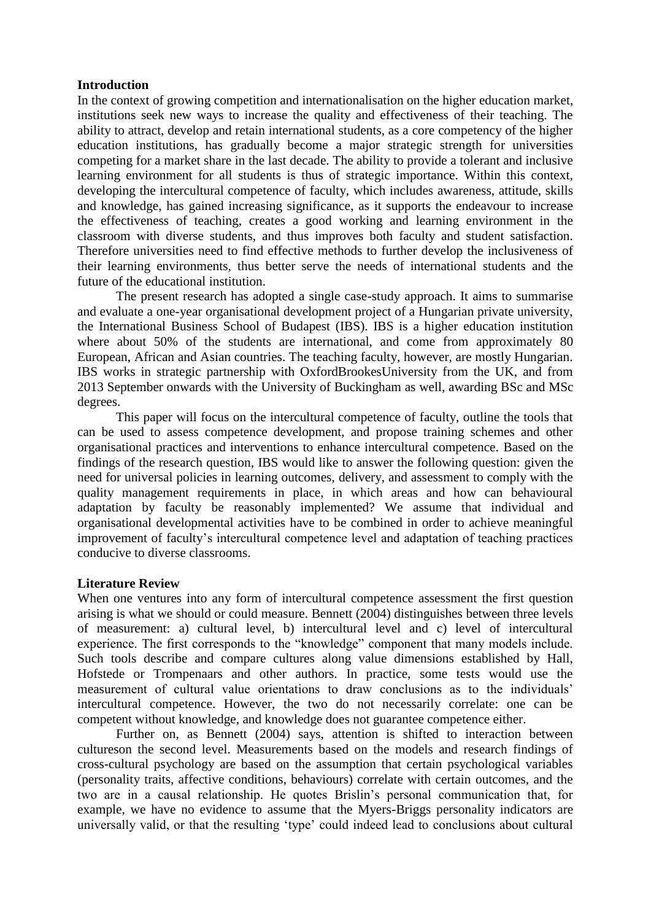**Introduction**

In the context of growing competition and internationalisation on the higher education market, institutions seek new ways to increase the quality and effectiveness of their teaching. The ability to attract, develop and retain international students, as a core competency of the higher education institutions, has gradually become a major strategic strength for universities competing for a market share in the last decade. The ability to provide a tolerant and inclusive learning environment for all students is thus of strategic importance. Within this context, developing the intercultural competence of faculty, which includes awareness, attitude, skills and knowledge, has gained increasing significance, as it supports the endeavour to increase the effectiveness of teaching, creates a good working and learning environment in the classroom with diverse students, and thus improves both faculty and student satisfaction. Therefore universities need to find effective methods to further develop the inclusiveness of their learning environments, thus better serve the needs of international students and the future of the educational institution.

The present research has adopted a single case-study approach. It aims to summarise and evaluate a one-year organisational development project of a Hungarian private university, the International Business School of Budapest (IBS). IBS is a higher education institution where about 50% of the students are international, and come from approximately 80 European, African and Asian countries. The teaching faculty, however, are mostly Hungarian. IBS works in strategic partnership with OxfordBrookesUniversity from the UK, and from 2013 September onwards with the University of Buckingham as well, awarding BSc and MSc degrees.

This paper will focus on the intercultural competence of faculty, outline the tools that can be used to assess competence development, and propose training schemes and other organisational practices and interventions to enhance intercultural competence. Based on the findings of the research question, IBS would like to answer the following question: given the need for universal policies in learning outcomes, delivery, and assessment to comply with the quality management requirements in place, in which areas and how can behavioural adaptation by faculty be reasonably implemented? We assume that individual and organisational developmental activities have to be combined in order to achieve meaningful improvement of faculty's intercultural competence level and adaptation of teaching practices conducive to diverse classrooms.

**Literature Review**

When one ventures into any form of intercultural competence assessment the first question arising is what we should or could measure. Bennett (2004) distinguishes between three levels of measurement: a) cultural level, b) intercultural level and c) level of intercultural experience. The first corresponds to the "knowledge" component that many models include. Such tools describe and compare cultures along value dimensions established by Hall, Hofstede or Trompenaars and other authors. In practice, some tests would use the measurement of cultural value orientations to draw conclusions as to the individuals' intercultural competence. However, the two do not necessarily correlate: one can be competent without knowledge, and knowledge does not guarantee competence either.

Further on, as Bennett (2004) says, attention is shifted to interaction between cultureson the second level. Measurements based on the models and research findings of cross-cultural psychology are based on the assumption that certain psychological variables (personality traits, affective conditions, behaviours) correlate with certain outcomes, and the two are in a causal relationship. He quotes Brislin's personal communication that, for example, we have no evidence to assume that the Myers-Briggs personality indicators are universally valid, or that the resulting 'type' could indeed lead to conclusions about cultural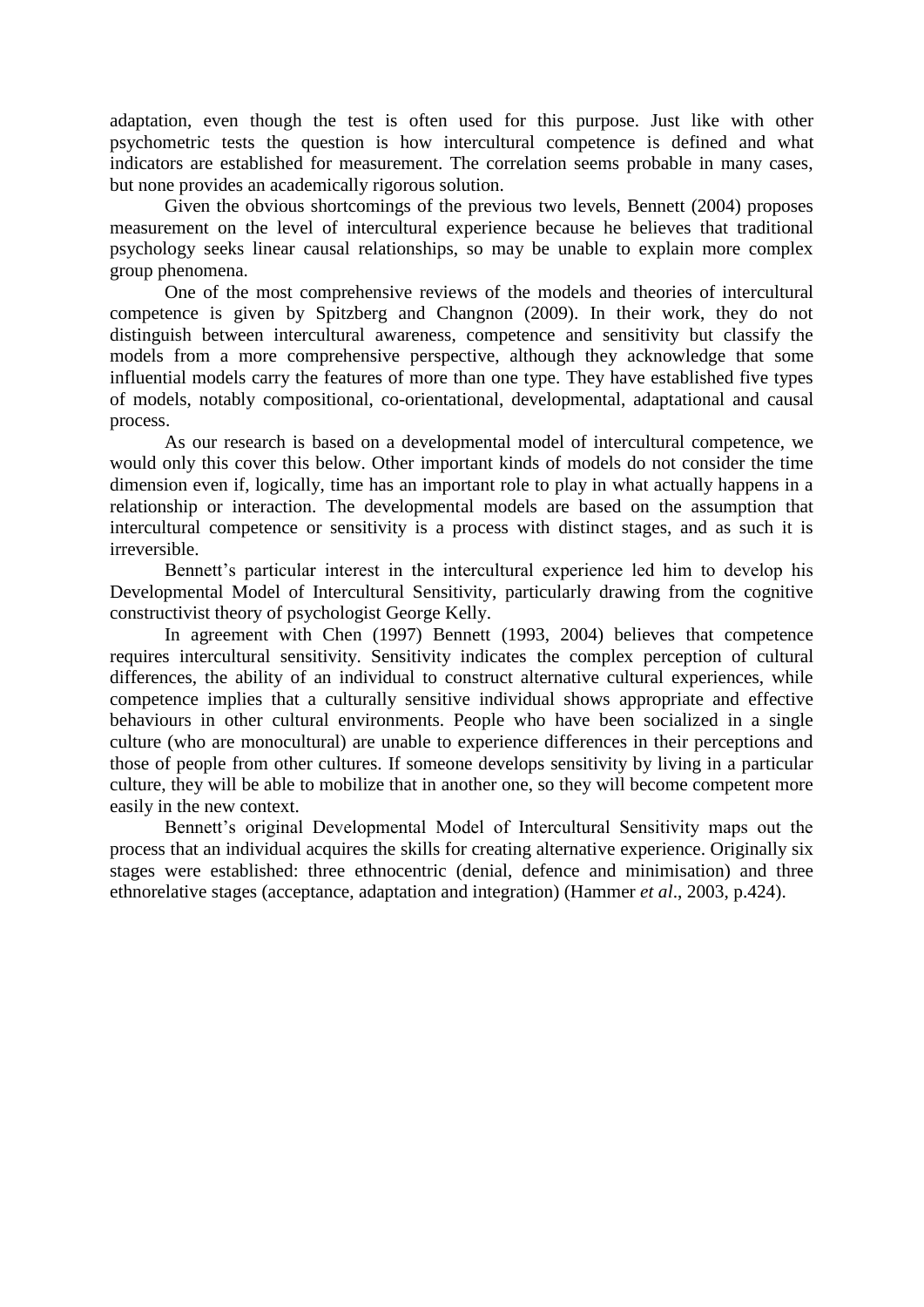adaptation, even though the test is often used for this purpose. Just like with other psychometric tests the question is how intercultural competence is defined and what indicators are established for measurement. The correlation seems probable in many cases, but none provides an academically rigorous solution.

Given the obvious shortcomings of the previous two levels, Bennett (2004) proposes measurement on the level of intercultural experience because he believes that traditional psychology seeks linear causal relationships, so may be unable to explain more complex group phenomena.

One of the most comprehensive reviews of the models and theories of intercultural competence is given by Spitzberg and Changnon (2009). In their work, they do not distinguish between intercultural awareness, competence and sensitivity but classify the models from a more comprehensive perspective, although they acknowledge that some influential models carry the features of more than one type. They have established five types of models, notably compositional, co-orientational, developmental, adaptational and causal process.

As our research is based on a developmental model of intercultural competence, we would only this cover this below. Other important kinds of models do not consider the time dimension even if, logically, time has an important role to play in what actually happens in a relationship or interaction. The developmental models are based on the assumption that intercultural competence or sensitivity is a process with distinct stages, and as such it is irreversible.

Bennett's particular interest in the intercultural experience led him to develop his Developmental Model of Intercultural Sensitivity, particularly drawing from the cognitive constructivist theory of psychologist George Kelly.

In agreement with Chen (1997) Bennett (1993, 2004) believes that competence requires intercultural sensitivity. Sensitivity indicates the complex perception of cultural differences, the ability of an individual to construct alternative cultural experiences, while competence implies that a culturally sensitive individual shows appropriate and effective behaviours in other cultural environments. People who have been socialized in a single culture (who are monocultural) are unable to experience differences in their perceptions and those of people from other cultures. If someone develops sensitivity by living in a particular culture, they will be able to mobilize that in another one, so they will become competent more easily in the new context.

Bennett's original Developmental Model of Intercultural Sensitivity maps out the process that an individual acquires the skills for creating alternative experience. Originally six stages were established: three ethnocentric (denial, defence and minimisation) and three ethnorelative stages (acceptance, adaptation and integration) (Hammer *et al*., 2003, p.424).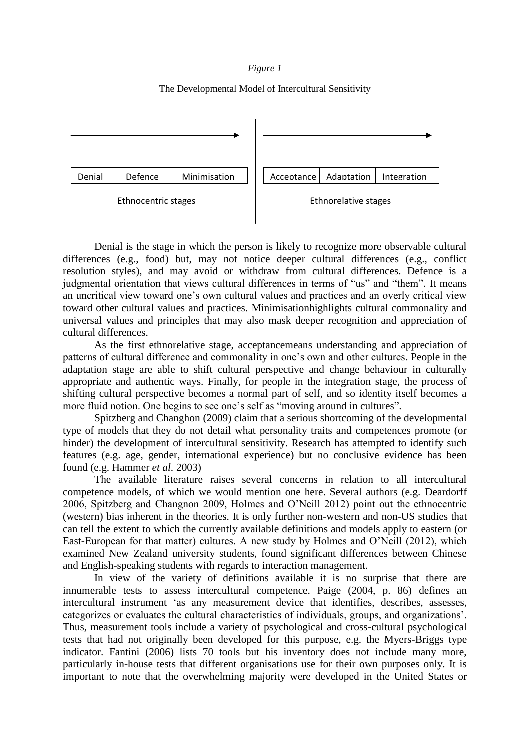*Figure 1*

The Developmental Model of Intercultural Sensitivity

| Denial | Defence | Minimisation | Acceptance | Adaptation | Integration |
|---|---|---|---|---|---|
| Ethnocentric stages | | | Ethnorelative stages | | |

Denial is the stage in which the person is likely to recognize more observable cultural differences (e.g., food) but, may not notice deeper cultural differences (e.g., conflict resolution styles), and may avoid or withdraw from cultural differences. Defence is a judgmental orientation that views cultural differences in terms of "us" and "them". It means an uncritical view toward one's own cultural values and practices and an overly critical view toward other cultural values and practices. Minimisationhighlights cultural commonality and universal values and principles that may also mask deeper recognition and appreciation of cultural differences.

As the first ethnorelative stage, acceptancemeans understanding and appreciation of patterns of cultural difference and commonality in one's own and other cultures. People in the adaptation stage are able to shift cultural perspective and change behaviour in culturally appropriate and authentic ways. Finally, for people in the integration stage, the process of shifting cultural perspective becomes a normal part of self, and so identity itself becomes a more fluid notion. One begins to see one's self as "moving around in cultures".

Spitzberg and Changhon (2009) claim that a serious shortcoming of the developmental type of models that they do not detail what personality traits and competences promote (or hinder) the development of intercultural sensitivity. Research has attempted to identify such features (e.g. age, gender, international experience) but no conclusive evidence has been found (e.g. Hammer *et al.* 2003)

The available literature raises several concerns in relation to all intercultural competence models, of which we would mention one here. Several authors (e.g. Deardorff 2006, Spitzberg and Changnon 2009, Holmes and O'Neill 2012) point out the ethnocentric (western) bias inherent in the theories. It is only further non-western and non-US studies that can tell the extent to which the currently available definitions and models apply to eastern (or East-European for that matter) cultures. A new study by Holmes and O'Neill (2012), which examined New Zealand university students, found significant differences between Chinese and English-speaking students with regards to interaction management.

In view of the variety of definitions available it is no surprise that there are innumerable tests to assess intercultural competence. Paige (2004, p. 86) defines an intercultural instrument 'as any measurement device that identifies, describes, assesses, categorizes or evaluates the cultural characteristics of individuals, groups, and organizations'. Thus, measurement tools include a variety of psychological and cross-cultural psychological tests that had not originally been developed for this purpose, e.g. the Myers-Briggs type indicator. Fantini (2006) lists 70 tools but his inventory does not include many more, particularly in-house tests that different organisations use for their own purposes only. It is important to note that the overwhelming majority were developed in the United States or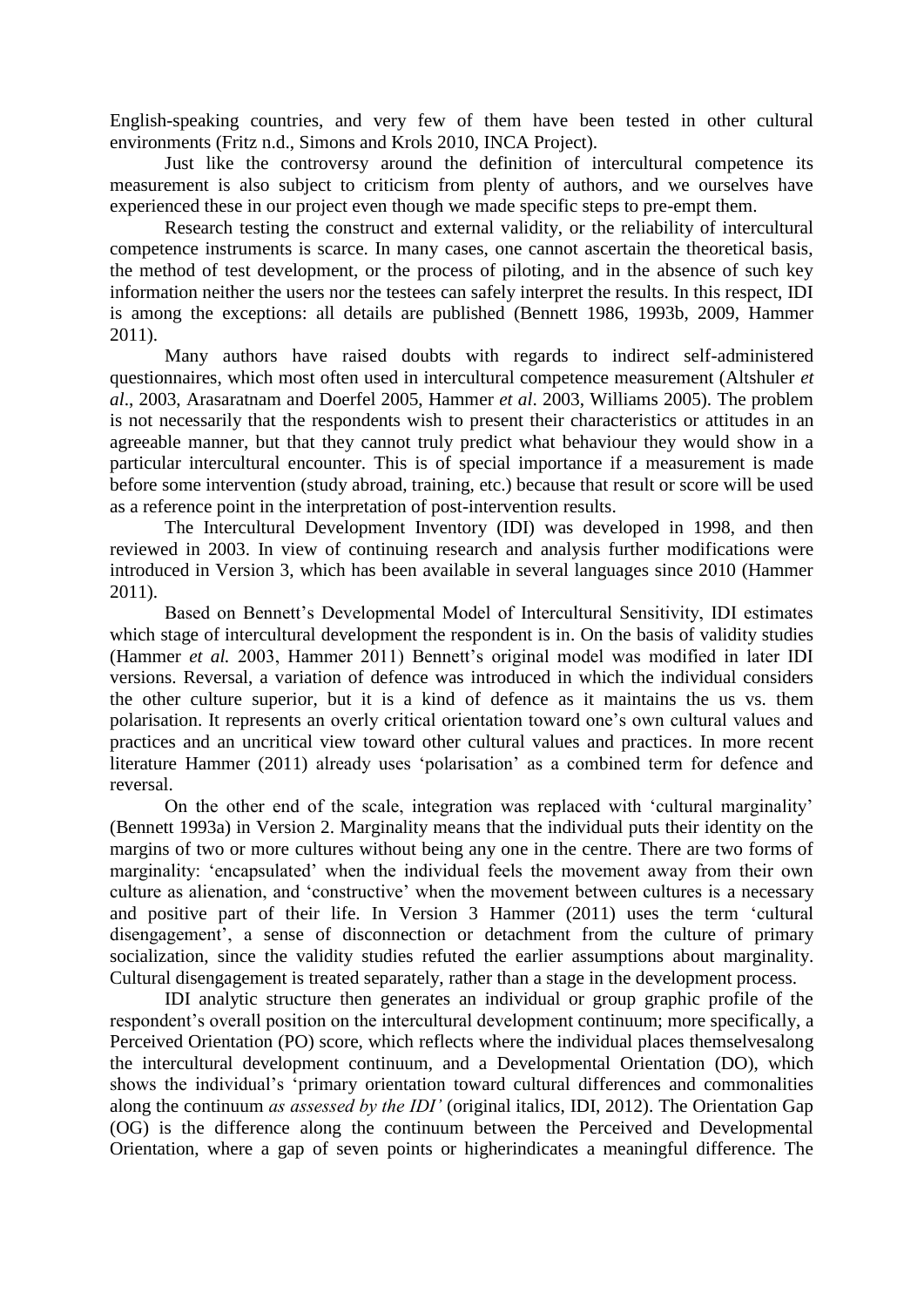English-speaking countries, and very few of them have been tested in other cultural environments (Fritz n.d., Simons and Krols 2010, INCA Project).

Just like the controversy around the definition of intercultural competence its measurement is also subject to criticism from plenty of authors, and we ourselves have experienced these in our project even though we made specific steps to pre-empt them.

Research testing the construct and external validity, or the reliability of intercultural competence instruments is scarce. In many cases, one cannot ascertain the theoretical basis, the method of test development, or the process of piloting, and in the absence of such key information neither the users nor the testees can safely interpret the results. In this respect, IDI is among the exceptions: all details are published (Bennett 1986, 1993b, 2009, Hammer 2011).

Many authors have raised doubts with regards to indirect self-administered questionnaires, which most often used in intercultural competence measurement (Altshuler *et al*., 2003, Arasaratnam and Doerfel 2005, Hammer *et al*. 2003, Williams 2005). The problem is not necessarily that the respondents wish to present their characteristics or attitudes in an agreeable manner, but that they cannot truly predict what behaviour they would show in a particular intercultural encounter. This is of special importance if a measurement is made before some intervention (study abroad, training, etc.) because that result or score will be used as a reference point in the interpretation of post-intervention results.

The Intercultural Development Inventory (IDI) was developed in 1998, and then reviewed in 2003. In view of continuing research and analysis further modifications were introduced in Version 3, which has been available in several languages since 2010 (Hammer 2011).

Based on Bennett's Developmental Model of Intercultural Sensitivity, IDI estimates which stage of intercultural development the respondent is in. On the basis of validity studies (Hammer *et al.* 2003, Hammer 2011) Bennett's original model was modified in later IDI versions. Reversal, a variation of defence was introduced in which the individual considers the other culture superior, but it is a kind of defence as it maintains the us vs. them polarisation. It represents an overly critical orientation toward one's own cultural values and practices and an uncritical view toward other cultural values and practices. In more recent literature Hammer (2011) already uses 'polarisation' as a combined term for defence and reversal.

On the other end of the scale, integration was replaced with 'cultural marginality' (Bennett 1993a) in Version 2. Marginality means that the individual puts their identity on the margins of two or more cultures without being any one in the centre. There are two forms of marginality: 'encapsulated' when the individual feels the movement away from their own culture as alienation, and 'constructive' when the movement between cultures is a necessary and positive part of their life. In Version 3 Hammer (2011) uses the term 'cultural disengagement', a sense of disconnection or detachment from the culture of primary socialization, since the validity studies refuted the earlier assumptions about marginality. Cultural disengagement is treated separately, rather than a stage in the development process.

IDI analytic structure then generates an individual or group graphic profile of the respondent's overall position on the intercultural development continuum; more specifically, a Perceived Orientation (PO) score, which reflects where the individual places themselvesalong the intercultural development continuum, and a Developmental Orientation (DO), which shows the individual's 'primary orientation toward cultural differences and commonalities along the continuum *as assessed by the IDI'* (original italics, IDI, 2012). The Orientation Gap (OG) is the difference along the continuum between the Perceived and Developmental Orientation, where a gap of seven points or higherindicates a meaningful difference. The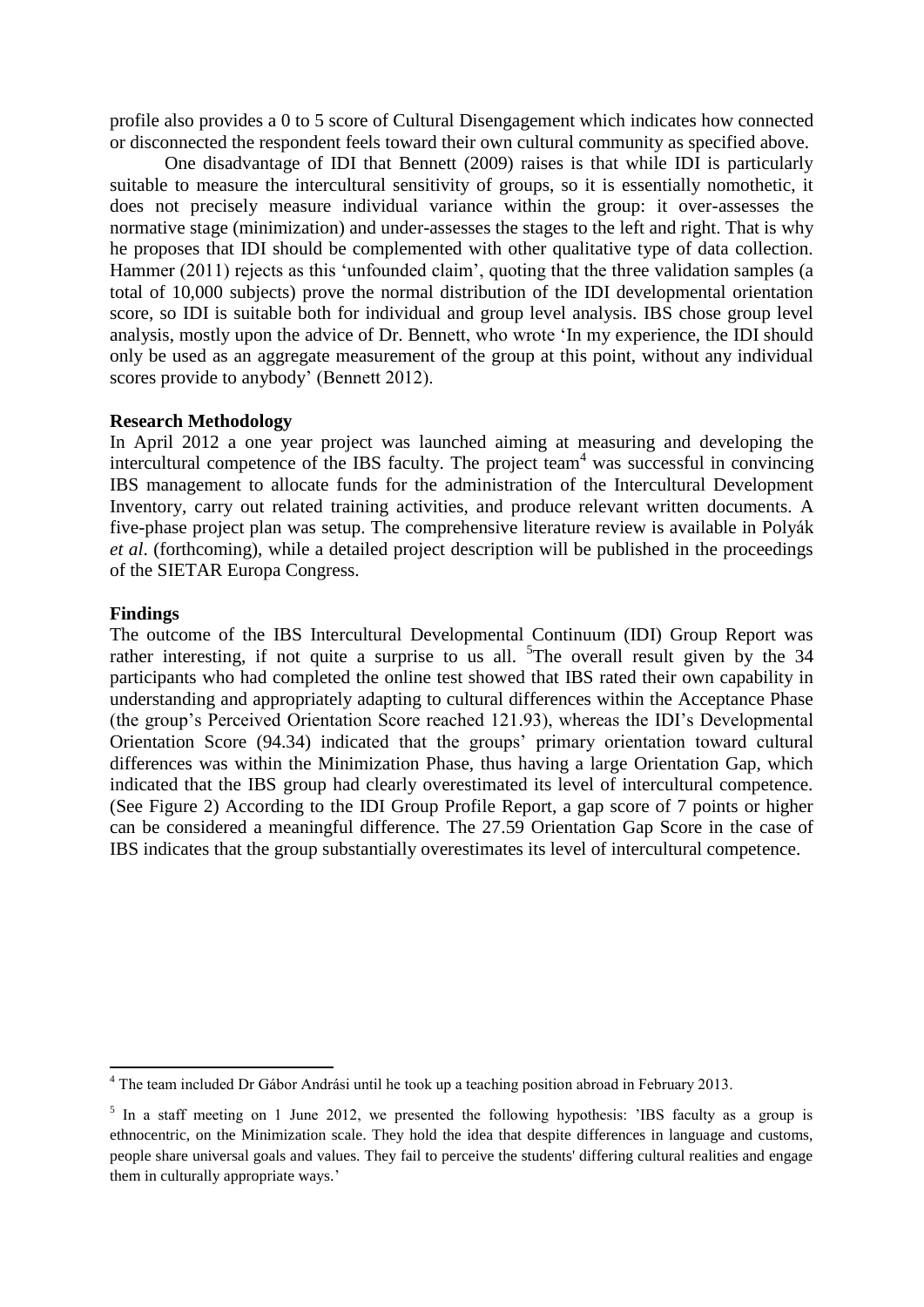profile also provides a 0 to 5 score of Cultural Disengagement which indicates how connected or disconnected the respondent feels toward their own cultural community as specified above.

One disadvantage of IDI that Bennett (2009) raises is that while IDI is particularly suitable to measure the intercultural sensitivity of groups, so it is essentially nomothetic, it does not precisely measure individual variance within the group: it over-assesses the normative stage (minimization) and under-assesses the stages to the left and right. That is why he proposes that IDI should be complemented with other qualitative type of data collection. Hammer (2011) rejects as this 'unfounded claim', quoting that the three validation samples (a total of 10,000 subjects) prove the normal distribution of the IDI developmental orientation score, so IDI is suitable both for individual and group level analysis. IBS chose group level analysis, mostly upon the advice of Dr. Bennett, who wrote 'In my experience, the IDI should only be used as an aggregate measurement of the group at this point, without any individual scores provide to anybody' (Bennett 2012).

**Research Methodology**

In April 2012 a one year project was launched aiming at measuring and developing the intercultural competence of the IBS faculty. The project team[4] was successful in convincing IBS management to allocate funds for the administration of the Intercultural Development Inventory, carry out related training activities, and produce relevant written documents. A five-phase project plan was setup. The comprehensive literature review is available in Polyák *et al*. (forthcoming), while a detailed project description will be published in the proceedings of the SIETAR Europa Congress.

**Findings**

The outcome of the IBS Intercultural Developmental Continuum (IDI) Group Report was rather interesting, if not quite a surprise to us all. [5]The overall result given by the 34 participants who had completed the online test showed that IBS rated their own capability in understanding and appropriately adapting to cultural differences within the Acceptance Phase (the group's Perceived Orientation Score reached 121.93), whereas the IDI's Developmental Orientation Score (94.34) indicated that the groups' primary orientation toward cultural differences was within the Minimization Phase, thus having a large Orientation Gap, which indicated that the IBS group had clearly overestimated its level of intercultural competence. (See Figure 2) According to the IDI Group Profile Report, a gap score of 7 points or higher can be considered a meaningful difference. The 27.59 Orientation Gap Score in the case of IBS indicates that the group substantially overestimates its level of intercultural competence.

---

[4] The team included Dr Gábor Andrási until he took up a teaching position abroad in February 2013.

[5] In a staff meeting on 1 June 2012, we presented the following hypothesis: 'IBS faculty as a group is ethnocentric, on the Minimization scale. They hold the idea that despite differences in language and customs, people share universal goals and values. They fail to perceive the students' differing cultural realities and engage them in culturally appropriate ways.'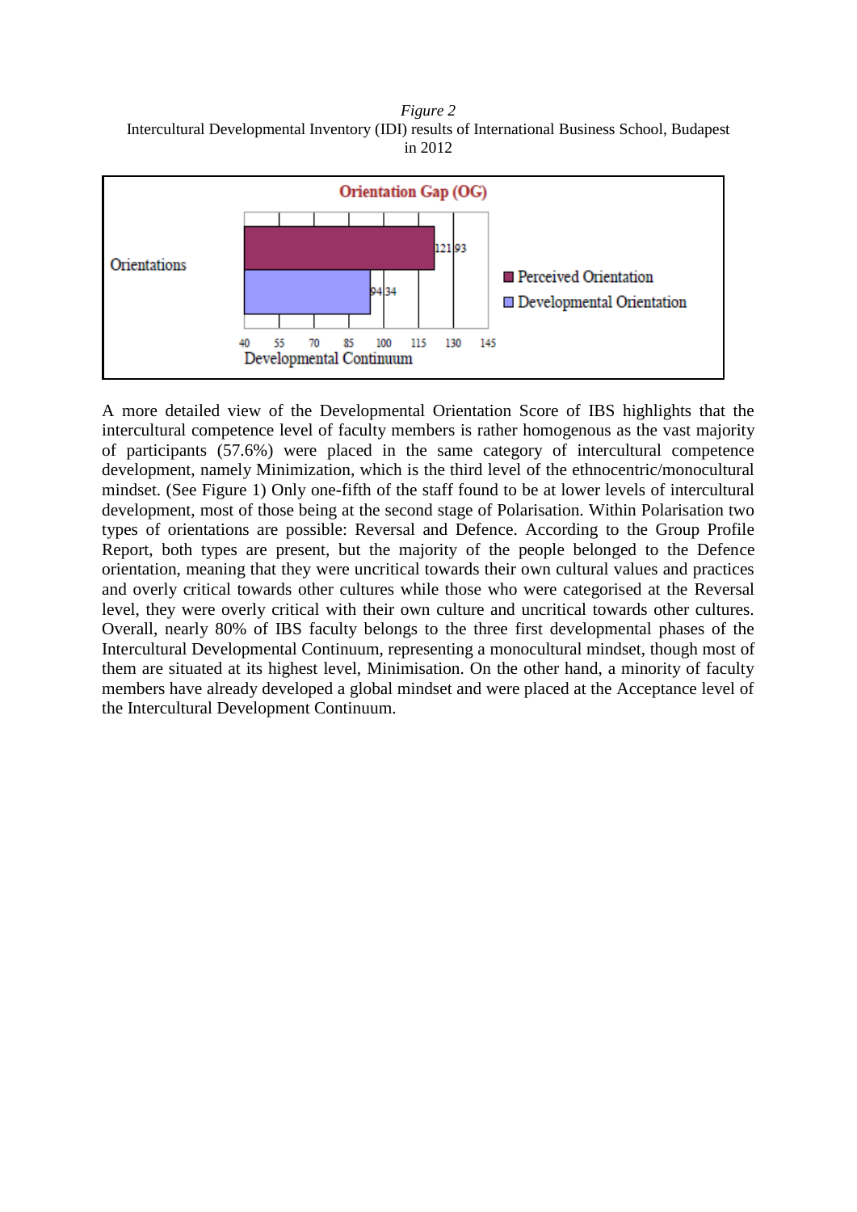*Figure 2*
Intercultural Developmental Inventory (IDI) results of International Business School, Budapest in 2012

A more detailed view of the Developmental Orientation Score of IBS highlights that the intercultural competence level of faculty members is rather homogenous as the vast majority of participants (57.6%) were placed in the same category of intercultural competence development, namely Minimization, which is the third level of the ethnocentric/monocultural mindset. (See Figure 1) Only one-fifth of the staff found to be at lower levels of intercultural development, most of those being at the second stage of Polarisation. Within Polarisation two types of orientations are possible: Reversal and Defence. According to the Group Profile Report, both types are present, but the majority of the people belonged to the Defence orientation, meaning that they were uncritical towards their own cultural values and practices and overly critical towards other cultures while those who were categorised at the Reversal level, they were overly critical with their own culture and uncritical towards other cultures. Overall, nearly 80% of IBS faculty belongs to the three first developmental phases of the Intercultural Developmental Continuum, representing a monocultural mindset, though most of them are situated at its highest level, Minimisation. On the other hand, a minority of faculty members have already developed a global mindset and were placed at the Acceptance level of the Intercultural Development Continuum.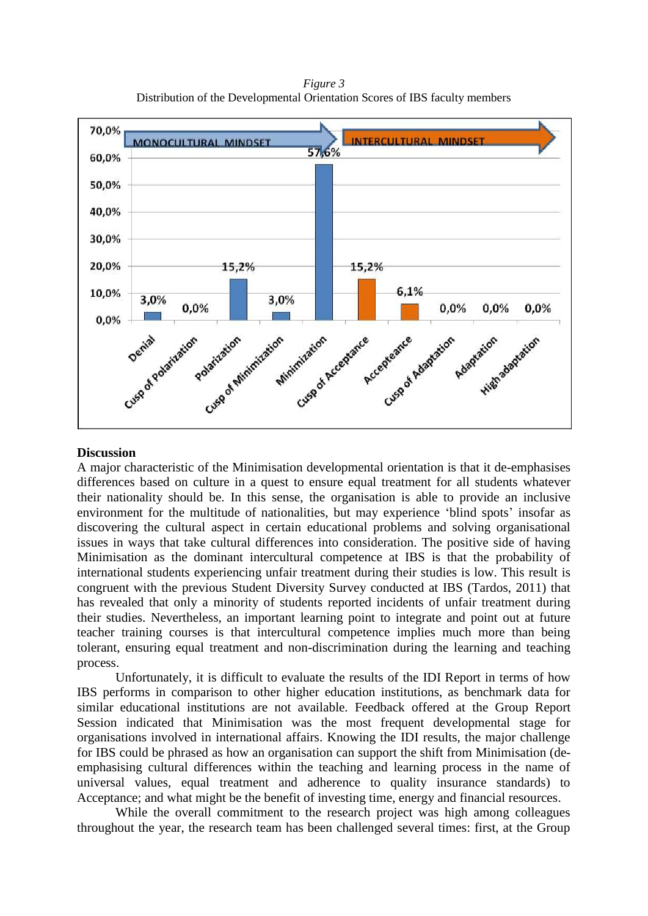*Figure 3*
Distribution of the Developmental Orientation Scores of IBS faculty members

## Discussion

A major characteristic of the Minimisation developmental orientation is that it de-emphasises differences based on culture in a quest to ensure equal treatment for all students whatever their nationality should be. In this sense, the organisation is able to provide an inclusive environment for the multitude of nationalities, but may experience 'blind spots' insofar as discovering the cultural aspect in certain educational problems and solving organisational issues in ways that take cultural differences into consideration. The positive side of having Minimisation as the dominant intercultural competence at IBS is that the probability of international students experiencing unfair treatment during their studies is low. This result is congruent with the previous Student Diversity Survey conducted at IBS (Tardos, 2011) that has revealed that only a minority of students reported incidents of unfair treatment during their studies. Nevertheless, an important learning point to integrate and point out at future teacher training courses is that intercultural competence implies much more than being tolerant, ensuring equal treatment and non-discrimination during the learning and teaching process.

Unfortunately, it is difficult to evaluate the results of the IDI Report in terms of how IBS performs in comparison to other higher education institutions, as benchmark data for similar educational institutions are not available. Feedback offered at the Group Report Session indicated that Minimisation was the most frequent developmental stage for organisations involved in international affairs. Knowing the IDI results, the major challenge for IBS could be phrased as how an organisation can support the shift from Minimisation (de-emphasising cultural differences within the teaching and learning process in the name of universal values, equal treatment and adherence to quality insurance standards) to Acceptance; and what might be the benefit of investing time, energy and financial resources.

While the overall commitment to the research project was high among colleagues throughout the year, the research team has been challenged several times: first, at the Group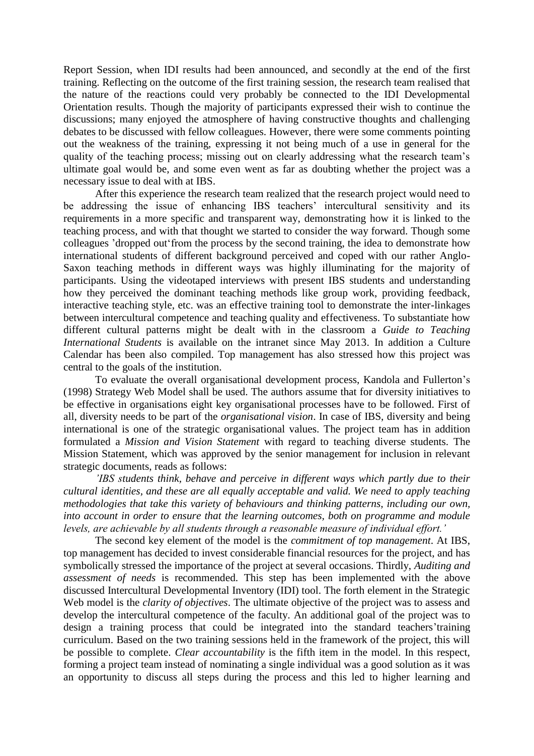Report Session, when IDI results had been announced, and secondly at the end of the first training. Reflecting on the outcome of the first training session, the research team realised that the nature of the reactions could very probably be connected to the IDI Developmental Orientation results. Though the majority of participants expressed their wish to continue the discussions; many enjoyed the atmosphere of having constructive thoughts and challenging debates to be discussed with fellow colleagues. However, there were some comments pointing out the weakness of the training, expressing it not being much of a use in general for the quality of the teaching process; missing out on clearly addressing what the research team's ultimate goal would be, and some even went as far as doubting whether the project was a necessary issue to deal with at IBS.

After this experience the research team realized that the research project would need to be addressing the issue of enhancing IBS teachers' intercultural sensitivity and its requirements in a more specific and transparent way, demonstrating how it is linked to the teaching process, and with that thought we started to consider the way forward. Though some colleagues 'dropped out'from the process by the second training, the idea to demonstrate how international students of different background perceived and coped with our rather Anglo-Saxon teaching methods in different ways was highly illuminating for the majority of participants. Using the videotaped interviews with present IBS students and understanding how they perceived the dominant teaching methods like group work, providing feedback, interactive teaching style, etc. was an effective training tool to demonstrate the inter-linkages between intercultural competence and teaching quality and effectiveness. To substantiate how different cultural patterns might be dealt with in the classroom a *Guide to Teaching International Students* is available on the intranet since May 2013. In addition a Culture Calendar has been also compiled. Top management has also stressed how this project was central to the goals of the institution.

To evaluate the overall organisational development process, Kandola and Fullerton's (1998) Strategy Web Model shall be used. The authors assume that for diversity initiatives to be effective in organisations eight key organisational processes have to be followed. First of all, diversity needs to be part of the *organisational vision*. In case of IBS, diversity and being international is one of the strategic organisational values. The project team has in addition formulated a *Mission and Vision Statement* with regard to teaching diverse students. The Mission Statement, which was approved by the senior management for inclusion in relevant strategic documents, reads as follows:

*'IBS students think, behave and perceive in different ways which partly due to their cultural identities, and these are all equally acceptable and valid. We need to apply teaching methodologies that take this variety of behaviours and thinking patterns, including our own, into account in order to ensure that the learning outcomes, both on programme and module levels, are achievable by all students through a reasonable measure of individual effort.'*

The second key element of the model is the *commitment of top management*. At IBS, top management has decided to invest considerable financial resources for the project, and has symbolically stressed the importance of the project at several occasions. Thirdly, *Auditing and assessment of needs* is recommended. This step has been implemented with the above discussed Intercultural Developmental Inventory (IDI) tool. The forth element in the Strategic Web model is the *clarity of objectives*. The ultimate objective of the project was to assess and develop the intercultural competence of the faculty. An additional goal of the project was to design a training process that could be integrated into the standard teachers'training curriculum. Based on the two training sessions held in the framework of the project, this will be possible to complete. *Clear accountability* is the fifth item in the model. In this respect, forming a project team instead of nominating a single individual was a good solution as it was an opportunity to discuss all steps during the process and this led to higher learning and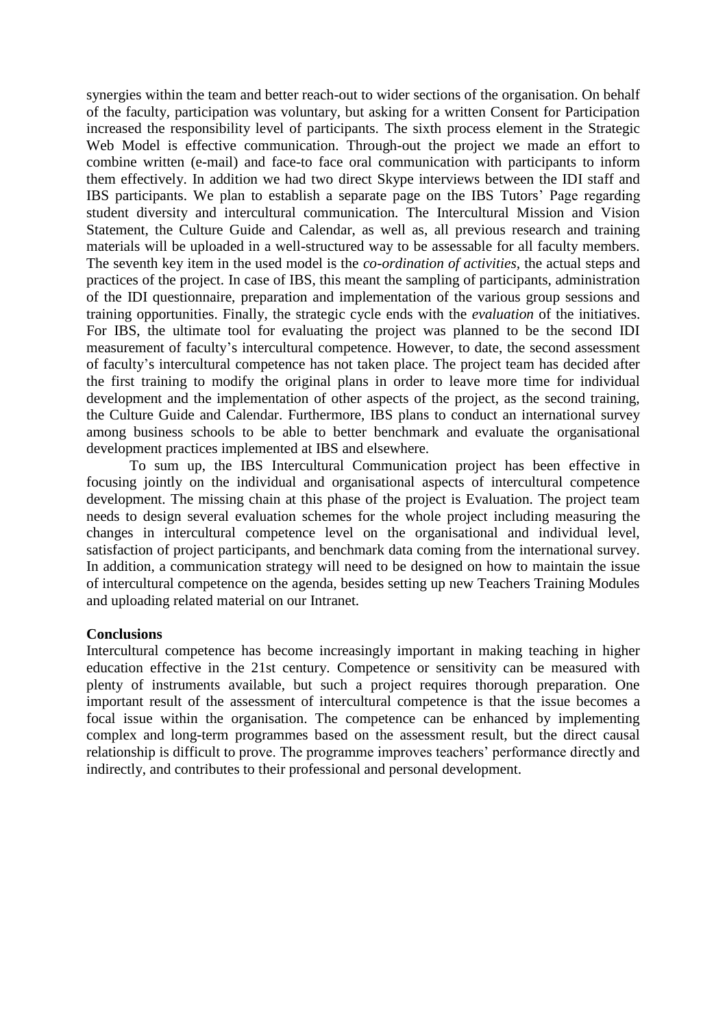synergies within the team and better reach-out to wider sections of the organisation. On behalf of the faculty, participation was voluntary, but asking for a written Consent for Participation increased the responsibility level of participants. The sixth process element in the Strategic Web Model is effective communication. Through-out the project we made an effort to combine written (e-mail) and face-to face oral communication with participants to inform them effectively. In addition we had two direct Skype interviews between the IDI staff and IBS participants. We plan to establish a separate page on the IBS Tutors' Page regarding student diversity and intercultural communication. The Intercultural Mission and Vision Statement, the Culture Guide and Calendar, as well as, all previous research and training materials will be uploaded in a well-structured way to be assessable for all faculty members. The seventh key item in the used model is the *co-ordination of activities*, the actual steps and practices of the project. In case of IBS, this meant the sampling of participants, administration of the IDI questionnaire, preparation and implementation of the various group sessions and training opportunities. Finally, the strategic cycle ends with the *evaluation* of the initiatives. For IBS, the ultimate tool for evaluating the project was planned to be the second IDI measurement of faculty's intercultural competence. However, to date, the second assessment of faculty's intercultural competence has not taken place. The project team has decided after the first training to modify the original plans in order to leave more time for individual development and the implementation of other aspects of the project, as the second training, the Culture Guide and Calendar. Furthermore, IBS plans to conduct an international survey among business schools to be able to better benchmark and evaluate the organisational development practices implemented at IBS and elsewhere.

To sum up, the IBS Intercultural Communication project has been effective in focusing jointly on the individual and organisational aspects of intercultural competence development. The missing chain at this phase of the project is Evaluation. The project team needs to design several evaluation schemes for the whole project including measuring the changes in intercultural competence level on the organisational and individual level, satisfaction of project participants, and benchmark data coming from the international survey. In addition, a communication strategy will need to be designed on how to maintain the issue of intercultural competence on the agenda, besides setting up new Teachers Training Modules and uploading related material on our Intranet.

**Conclusions**

Intercultural competence has become increasingly important in making teaching in higher education effective in the 21st century. Competence or sensitivity can be measured with plenty of instruments available, but such a project requires thorough preparation. One important result of the assessment of intercultural competence is that the issue becomes a focal issue within the organisation. The competence can be enhanced by implementing complex and long-term programmes based on the assessment result, but the direct causal relationship is difficult to prove. The programme improves teachers' performance directly and indirectly, and contributes to their professional and personal development.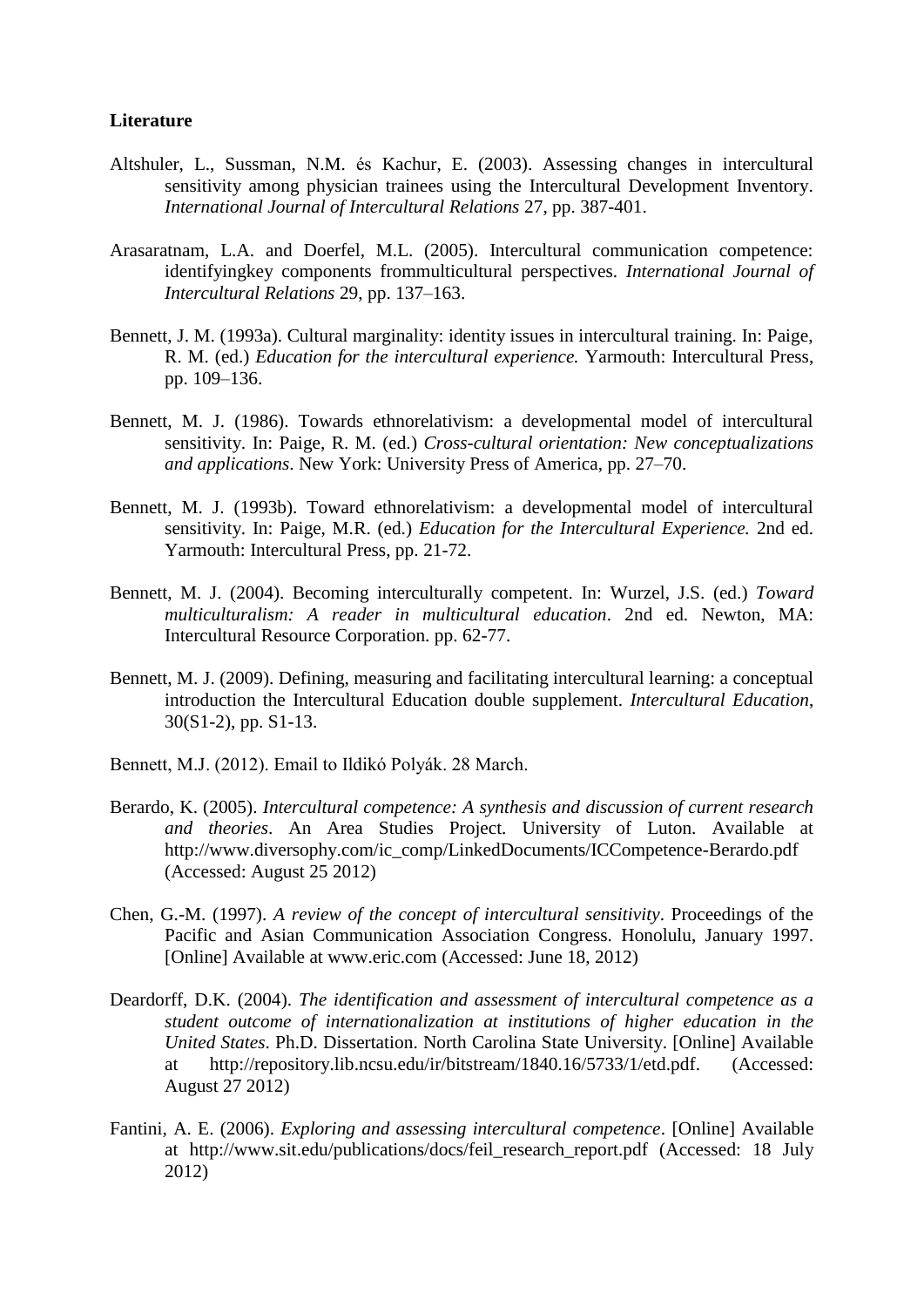**Literature**

Altshuler, L., Sussman, N.M. és Kachur, E. (2003). Assessing changes in intercultural sensitivity among physician trainees using the Intercultural Development Inventory. *International Journal of Intercultural Relations* 27, pp. 387-401.

Arasaratnam, L.A. and Doerfel, M.L. (2005). Intercultural communication competence: identifyingkey components frommulticultural perspectives. *International Journal of Intercultural Relations* 29, pp. 137–163.

Bennett, J. M. (1993a). Cultural marginality: identity issues in intercultural training. In: Paige, R. M. (ed.) *Education for the intercultural experience.* Yarmouth: Intercultural Press, pp. 109–136.

Bennett, M. J. (1986). Towards ethnorelativism: a developmental model of intercultural sensitivity. In: Paige, R. M. (ed.) *Cross-cultural orientation: New conceptualizations and applications*. New York: University Press of America, pp. 27–70.

Bennett, M. J. (1993b). Toward ethnorelativism: a developmental model of intercultural sensitivity. In: Paige, M.R. (ed.) *Education for the Intercultural Experience.* 2nd ed. Yarmouth: Intercultural Press, pp. 21-72.

Bennett, M. J. (2004). Becoming interculturally competent. In: Wurzel, J.S. (ed.) *Toward multiculturalism: A reader in multicultural education*. 2nd ed. Newton, MA: Intercultural Resource Corporation. pp. 62-77.

Bennett, M. J. (2009). Defining, measuring and facilitating intercultural learning: a conceptual introduction the Intercultural Education double supplement. *Intercultural Education*, 30(S1-2), pp. S1-13.

Bennett, M.J. (2012). Email to Ildikó Polyák. 28 March.

Berardo, K. (2005). *Intercultural competence: A synthesis and discussion of current research and theories*. An Area Studies Project. University of Luton. Available at http://www.diversophy.com/ic_comp/LinkedDocuments/ICCompetence-Berardo.pdf (Accessed: August 25 2012)

Chen, G.-M. (1997). *A review of the concept of intercultural sensitivity*. Proceedings of the Pacific and Asian Communication Association Congress. Honolulu, January 1997. [Online] Available at www.eric.com (Accessed: June 18, 2012)

Deardorff, D.K. (2004). *The identification and assessment of intercultural competence as a student outcome of internationalization at institutions of higher education in the United States*. Ph.D. Dissertation. North Carolina State University. [Online] Available at http://repository.lib.ncsu.edu/ir/bitstream/1840.16/5733/1/etd.pdf. (Accessed: August 27 2012)

Fantini, A. E. (2006). *Exploring and assessing intercultural competence*. [Online] Available at http://www.sit.edu/publications/docs/feil_research_report.pdf (Accessed: 18 July 2012)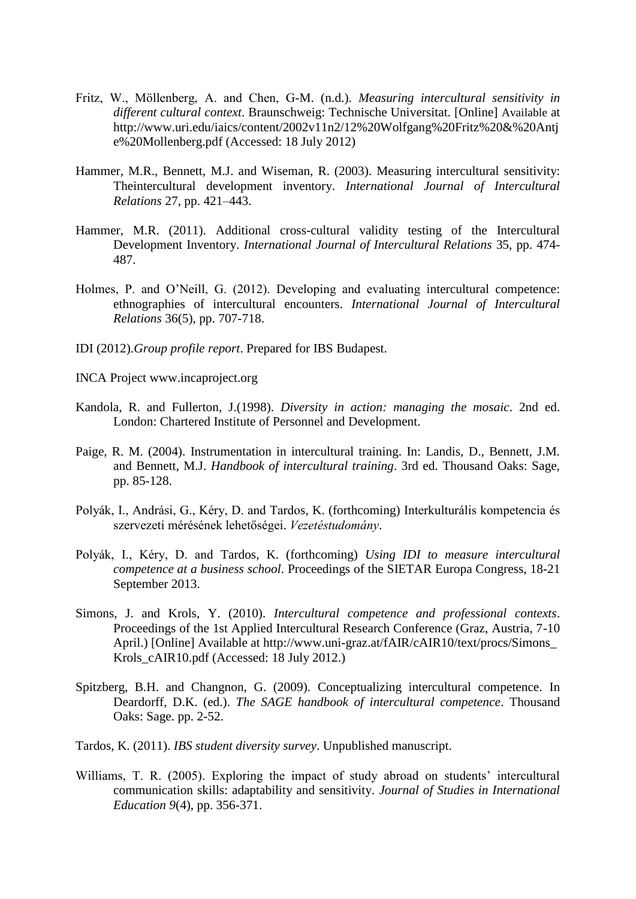Fritz, W., Möllenberg, A. and Chen, G-M. (n.d.). *Measuring intercultural sensitivity in different cultural context*. Braunschweig: Technische Universitat. [Online] Available at http://www.uri.edu/iaics/content/2002v11n2/12%20Wolfgang%20Fritz%20&%20Antje%20Mollenberg.pdf (Accessed: 18 July 2012)

Hammer, M.R., Bennett, M.J. and Wiseman, R. (2003). Measuring intercultural sensitivity: Theintercultural development inventory. *International Journal of Intercultural Relations* 27, pp. 421–443.

Hammer, M.R. (2011). Additional cross-cultural validity testing of the Intercultural Development Inventory. *International Journal of Intercultural Relations* 35, pp. 474-487.

Holmes, P. and O'Neill, G. (2012). Developing and evaluating intercultural competence: ethnographies of intercultural encounters. *International Journal of Intercultural Relations* 36(5), pp. 707-718.

IDI (2012).*Group profile report*. Prepared for IBS Budapest.

INCA Project www.incaproject.org

Kandola, R. and Fullerton, J.(1998). *Diversity in action: managing the mosaic*. 2nd ed. London: Chartered Institute of Personnel and Development.

Paige, R. M. (2004). Instrumentation in intercultural training. In: Landis, D., Bennett, J.M. and Bennett, M.J. *Handbook of intercultural training*. 3rd ed. Thousand Oaks: Sage, pp. 85-128.

Polyák, I., Andrási, G., Kéry, D. and Tardos, K. (forthcoming) Interkulturális kompetencia és szervezeti mérésének lehetőségei. *Vezetéstudomány*.

Polyák, I., Kéry, D. and Tardos, K. (forthcoming) *Using IDI to measure intercultural competence at a business school*. Proceedings of the SIETAR Europa Congress, 18-21 September 2013.

Simons, J. and Krols, Y. (2010). *Intercultural competence and professional contexts*. Proceedings of the 1st Applied Intercultural Research Conference (Graz, Austria, 7-10 April.) [Online] Available at http://www.uni-graz.at/fAIR/cAIR10/text/procs/Simons_Krols_cAIR10.pdf (Accessed: 18 July 2012.)

Spitzberg, B.H. and Changnon, G. (2009). Conceptualizing intercultural competence. In Deardorff, D.K. (ed.). *The SAGE handbook of intercultural competence*. Thousand Oaks: Sage. pp. 2-52.

Tardos, K. (2011). *IBS student diversity survey*. Unpublished manuscript.

Williams, T. R. (2005). Exploring the impact of study abroad on students' intercultural communication skills: adaptability and sensitivity. *Journal of Studies in International Education 9*(4), pp. 356-371.